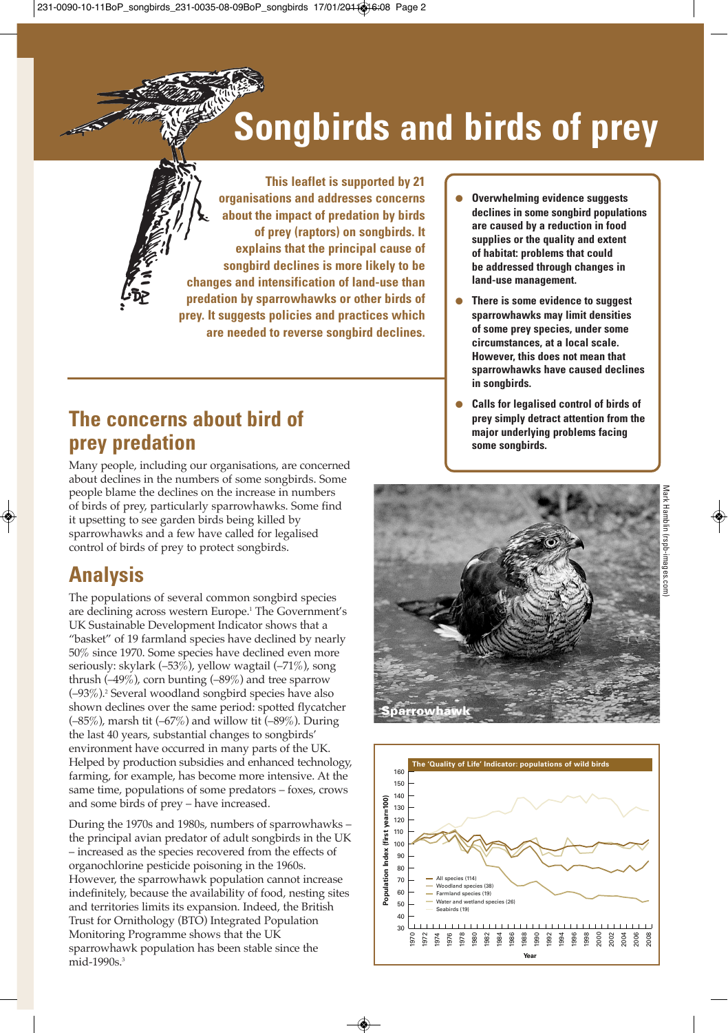# Songbirds and birds of prey

**This leaflet is supported by 21 organisations and addresses concerns about the impact of predation by birds of prey (raptors) on songbirds. It explains that the principal cause of songbird declines is more likely to be changes and intensification of land-use than predation by sparrowhawks or other birds of prey. It suggests policies and practices which are needed to reverse songbird declines.**

- **Overwhelming evidence suggests declines in some songbird populations are caused by a reduction in food supplies or the quality and extent of habitat: problems that could be addressed through changes in land-use management.**
- **There is some evidence to suggest sparrowhawks may limit densities of some prey species, under some circumstances, at a local scale. However, this does not mean that sparrowhawks have caused declines in songbirds.**
- **Calls for legalised control of birds of prey simply detract attention from the major underlying problems facing some songbirds.**

## The concerns about bird of prey predation

Many people, including our organisations, are concerned about declines in the numbers of some songbirds. Some people blame the declines on the increase in numbers of birds of prey, particularly sparrowhawks. Some find it upsetting to see garden birds being killed by sparrowhawks and a few have called for legalised control of birds of prey to protect songbirds.

## Analysis

The populations of several common songbird species are declining across western Europe.[1] The Government's UK Sustainable Development Indicator shows that a "basket" of 19 farmland species have declined by nearly 50% since 1970. Some species have declined even more seriously: skylark (–53%), yellow wagtail (–71%), song thrush (–49%), corn bunting (–89%) and tree sparrow (–93%).[2] Several woodland songbird species have also shown declines over the same period: spotted flycatcher (–85%), marsh tit (–67%) and willow tit (–89%). During the last 40 years, substantial changes to songbirds' environment have occurred in many parts of the UK. Helped by production subsidies and enhanced technology, farming, for example, has become more intensive. At the same time, populations of some predators – foxes, crows and some birds of prey – have increased.

During the 1970s and 1980s, numbers of sparrowhawks – the principal avian predator of adult songbirds in the UK – increased as the species recovered from the effects of organochlorine pesticide poisoning in the 1960s. However, the sparrowhawk population cannot increase indefinitely, because the availability of food, nesting sites and territories limits its expansion. Indeed, the British Trust for Ornithology (BTO) Integrated Population Monitoring Programme shows that the UK sparrowhawk population has been stable since the mid-1990s.[3]

Sparrowhawk

Mark Hamblin (rspb-images.com)

**The 'Quality of Life' Indicator: populations of wild birds**

Population Index (first year=100); Year 1970–2008. Legend: All species (114); Woodland species (38); Farmland species (19); Water and wetland species (26); Seabirds (19)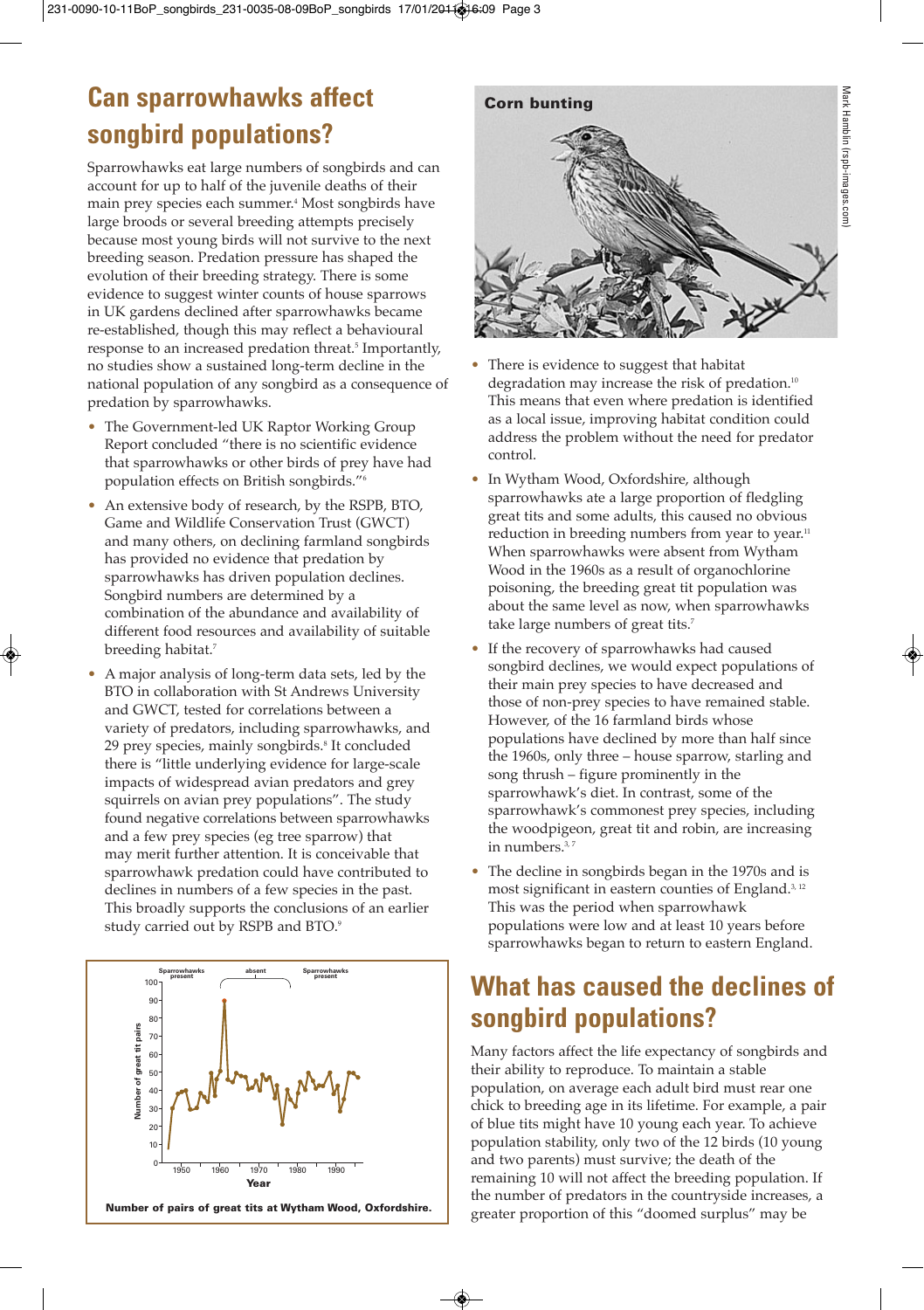## Can sparrowhawks affect songbird populations?

Sparrowhawks eat large numbers of songbirds and can account for up to half of the juvenile deaths of their main prey species each summer.[4] Most songbirds have large broods or several breeding attempts precisely because most young birds will not survive to the next breeding season. Predation pressure has shaped the evolution of their breeding strategy. There is some evidence to suggest winter counts of house sparrows in UK gardens declined after sparrowhawks became re-established, though this may reflect a behavioural response to an increased predation threat.[5] Importantly, no studies show a sustained long-term decline in the national population of any songbird as a consequence of predation by sparrowhawks.

- The Government-led UK Raptor Working Group Report concluded "there is no scientific evidence that sparrowhawks or other birds of prey have had population effects on British songbirds."[6]
- An extensive body of research, by the RSPB, BTO, Game and Wildlife Conservation Trust (GWCT) and many others, on declining farmland songbirds has provided no evidence that predation by sparrowhawks has driven population declines. Songbird numbers are determined by a combination of the abundance and availability of different food resources and availability of suitable breeding habitat.[7]
- A major analysis of long-term data sets, led by the BTO in collaboration with St Andrews University and GWCT, tested for correlations between a variety of predators, including sparrowhawks, and 29 prey species, mainly songbirds.[8] It concluded there is "little underlying evidence for large-scale impacts of widespread avian predators and grey squirrels on avian prey populations". The study found negative correlations between sparrowhawks and a few prey species (eg tree sparrow) that may merit further attention. It is conceivable that sparrowhawk predation could have contributed to declines in numbers of a few species in the past. This broadly supports the conclusions of an earlier study carried out by RSPB and BTO.[9]

Number of pairs of great tits at Wytham Wood, Oxfordshire.

Corn bunting

- There is evidence to suggest that habitat degradation may increase the risk of predation.[10] This means that even where predation is identified as a local issue, improving habitat condition could address the problem without the need for predator control.
- In Wytham Wood, Oxfordshire, although sparrowhawks ate a large proportion of fledgling great tits and some adults, this caused no obvious reduction in breeding numbers from year to year.[11] When sparrowhawks were absent from Wytham Wood in the 1960s as a result of organochlorine poisoning, the breeding great tit population was about the same level as now, when sparrowhawks take large numbers of great tits.[7]
- If the recovery of sparrowhawks had caused songbird declines, we would expect populations of their main prey species to have decreased and those of non-prey species to have remained stable. However, of the 16 farmland birds whose populations have declined by more than half since the 1960s, only three – house sparrow, starling and song thrush – figure prominently in the sparrowhawk's diet. In contrast, some of the sparrowhawk's commonest prey species, including the woodpigeon, great tit and robin, are increasing in numbers.[3,7]
- The decline in songbirds began in the 1970s and is most significant in eastern counties of England.[3,12] This was the period when sparrowhawk populations were low and at least 10 years before sparrowhawks began to return to eastern England.

## What has caused the declines of songbird populations?

Many factors affect the life expectancy of songbirds and their ability to reproduce. To maintain a stable population, on average each adult bird must rear one chick to breeding age in its lifetime. For example, a pair of blue tits might have 10 young each year. To achieve population stability, only two of the 12 birds (10 young and two parents) must survive; the death of the remaining 10 will not affect the breeding population. If the number of predators in the countryside increases, a greater proportion of this "doomed surplus" may be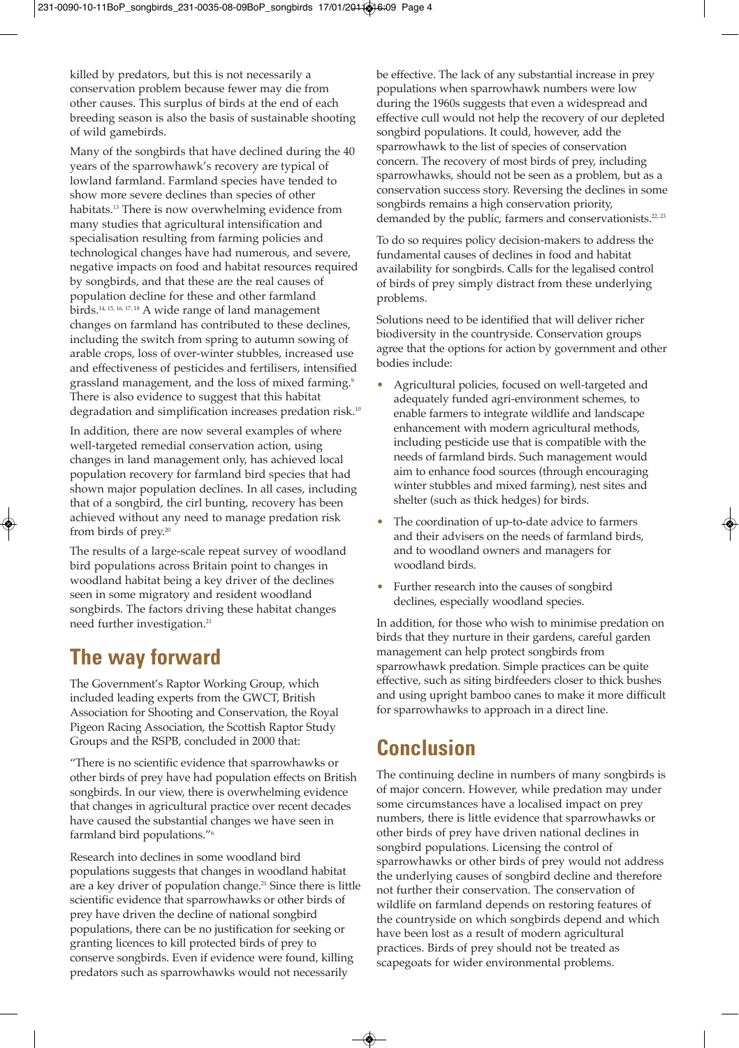killed by predators, but this is not necessarily a conservation problem because fewer may die from other causes. This surplus of birds at the end of each breeding season is also the basis of sustainable shooting of wild gamebirds.

Many of the songbirds that have declined during the 40 years of the sparrowhawk's recovery are typical of lowland farmland. Farmland species have tended to show more severe declines than species of other habitats.[13] There is now overwhelming evidence from many studies that agricultural intensification and specialisation resulting from farming policies and technological changes have had numerous, and severe, negative impacts on food and habitat resources required by songbirds, and that these are the real causes of population decline for these and other farmland birds.[14, 15, 16, 17, 18] A wide range of land management changes on farmland has contributed to these declines, including the switch from spring to autumn sowing of arable crops, loss of over-winter stubbles, increased use and effectiveness of pesticides and fertilisers, intensified grassland management, and the loss of mixed farming.[9] There is also evidence to suggest that this habitat degradation and simplification increases predation risk.[10]

In addition, there are now several examples of where well-targeted remedial conservation action, using changes in land management only, has achieved local population recovery for farmland bird species that had shown major population declines. In all cases, including that of a songbird, the cirl bunting, recovery has been achieved without any need to manage predation risk from birds of prey.[20]

The results of a large-scale repeat survey of woodland bird populations across Britain point to changes in woodland habitat being a key driver of the declines seen in some migratory and resident woodland songbirds. The factors driving these habitat changes need further investigation.[21]

## The way forward

The Government's Raptor Working Group, which included leading experts from the GWCT, British Association for Shooting and Conservation, the Royal Pigeon Racing Association, the Scottish Raptor Study Groups and the RSPB, concluded in 2000 that:

"There is no scientific evidence that sparrowhawks or other birds of prey have had population effects on British songbirds. In our view, there is overwhelming evidence that changes in agricultural practice over recent decades have caused the substantial changes we have seen in farmland bird populations."[6]

Research into declines in some woodland bird populations suggests that changes in woodland habitat are a key driver of population change.[21] Since there is little scientific evidence that sparrowhawks or other birds of prey have driven the decline of national songbird populations, there can be no justification for seeking or granting licences to kill protected birds of prey to conserve songbirds. Even if evidence were found, killing predators such as sparrowhawks would not necessarily be effective. The lack of any substantial increase in prey populations when sparrowhawk numbers were low during the 1960s suggests that even a widespread and effective cull would not help the recovery of our depleted songbird populations. It could, however, add the sparrowhawk to the list of species of conservation concern. The recovery of most birds of prey, including sparrowhawks, should not be seen as a problem, but as a conservation success story. Reversing the declines in some songbirds remains a high conservation priority, demanded by the public, farmers and conservationists.[22, 23]

To do so requires policy decision-makers to address the fundamental causes of declines in food and habitat availability for songbirds. Calls for the legalised control of birds of prey simply distract from these underlying problems.

Solutions need to be identified that will deliver richer biodiversity in the countryside. Conservation groups agree that the options for action by government and other bodies include:

- Agricultural policies, focused on well-targeted and adequately funded agri-environment schemes, to enable farmers to integrate wildlife and landscape enhancement with modern agricultural methods, including pesticide use that is compatible with the needs of farmland birds. Such management would aim to enhance food sources (through encouraging winter stubbles and mixed farming), nest sites and shelter (such as thick hedges) for birds.
- The coordination of up-to-date advice to farmers and their advisers on the needs of farmland birds, and to woodland owners and managers for woodland birds.
- Further research into the causes of songbird declines, especially woodland species.

In addition, for those who wish to minimise predation on birds that they nurture in their gardens, careful garden management can help protect songbirds from sparrowhawk predation. Simple practices can be quite effective, such as siting birdfeeders closer to thick bushes and using upright bamboo canes to make it more difficult for sparrowhawks to approach in a direct line.

## Conclusion

The continuing decline in numbers of many songbirds is of major concern. However, while predation may under some circumstances have a localised impact on prey numbers, there is little evidence that sparrowhawks or other birds of prey have driven national declines in songbird populations. Licensing the control of sparrowhawks or other birds of prey would not address the underlying causes of songbird decline and therefore not further their conservation. The conservation of wildlife on farmland depends on restoring features of the countryside on which songbirds depend and which have been lost as a result of modern agricultural practices. Birds of prey should not be treated as scapegoats for wider environmental problems.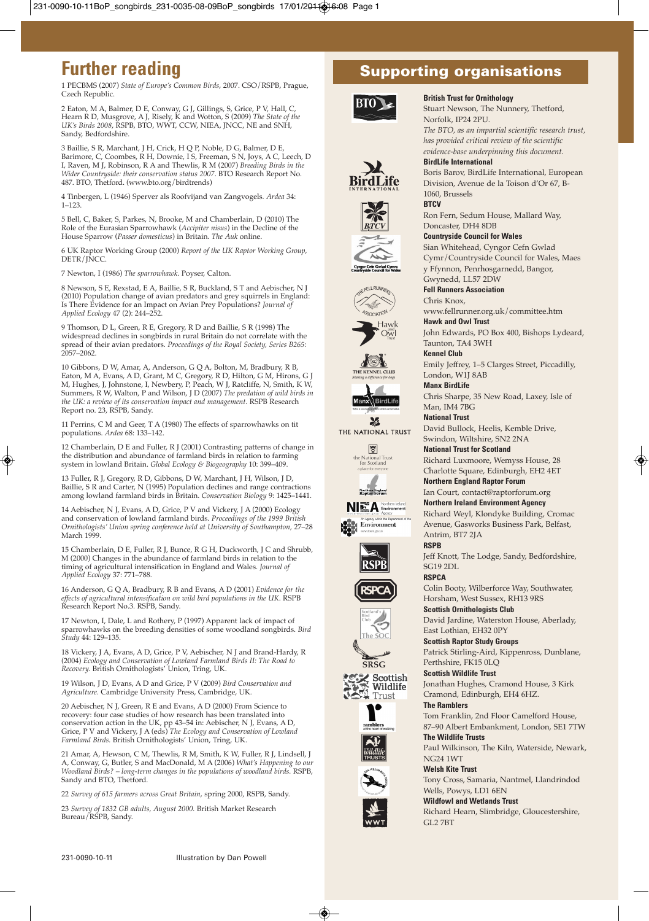# Further reading

1 PECBMS (2007) *State of Europe's Common Birds*, 2007. CSO/RSPB, Prague, Czech Republic.

2 Eaton, M A, Balmer, D E, Conway, G J, Gillings, S, Grice, P V, Hall, C, Hearn R D, Musgrove, A J, Risely, K and Wotton, S (2009) *The State of the UK's Birds 2008*, RSPB, BTO, WWT, CCW, NIEA, JNCC, NE and SNH, Sandy, Bedfordshire.

3 Baillie, S R, Marchant, J H, Crick, H Q P, Noble, D G, Balmer, D E, Barimore, C, Coombes, R H, Downie, I S, Freeman, S N, Joys, A C, Leech, D I, Raven, M J, Robinson, R A and Thewlis, R M (2007) *Breeding Birds in the Wider Countryside: their conservation status 2007*. BTO Research Report No. 487. BTO, Thetford. (www.bto.org/birdtrends)

4 Tinbergen, L (1946) Sperver als Roofvijand van Zangvogels. *Ardea* 34: 1–123.

5 Bell, C, Baker, S, Parkes, N, Brooke, M and Chamberlain, D (2010) The Role of the Eurasian Sparrowhawk (*Accipiter nisus*) in the Decline of the House Sparrow (*Passer domesticus*) in Britain. *The Auk* online.

6 UK Raptor Working Group (2000) *Report of the UK Raptor Working Group*, DETR/JNCC.

7 Newton, I (1986) *The sparrowhawk*. Poyser, Calton.

8 Newson, S E, Rexstad, E A, Baillie, S R, Buckland, S T and Aebischer, N J (2010) Population change of avian predators and grey squirrels in England: Is There Evidence for an Impact on Avian Prey Populations? *Journal of Applied Ecology* 47 (2): 244–252.

9 Thomson, D L, Green, R E, Gregory, R D and Baillie, S R (1998) The widespread declines in songbirds in rural Britain do not correlate with the spread of their avian predators. *Proceedings of the Royal Society, Series B265:* 2057–2062.

10 Gibbons, D W, Amar, A, Anderson, G Q A, Bolton, M, Bradbury, R B, Eaton, M A, Evans, A D, Grant, M C, Gregory, R D, Hilton, G M, Hirons, G J M, Hughes, J, Johnstone, I, Newbery, P, Peach, W J, Ratcliffe, N, Smith, K W, Summers, R W, Walton, P and Wilson, J D (2007) *The predation of wild birds in the UK: a review of its conservation impact and management*. RSPB Research Report no. 23, RSPB, Sandy.

11 Perrins, C M and Geer, T A (1980) The effects of sparrowhawks on tit populations. *Ardea* 68: 133–142.

12 Chamberlain, D E and Fuller, R J (2001) Contrasting patterns of change in the distribution and abundance of farmland birds in relation to farming system in lowland Britain. *Global Ecology & Biogeography* 10: 399–409.

13 Fuller, R J, Gregory, R D, Gibbons, D W, Marchant, J H, Wilson, J D, Baillie, S R and Carter, N (1995) Population declines and range contractions among lowland farmland birds in Britain. *Conservation Biology* 9: 1425–1441.

14 Aebischer, N J, Evans, A D, Grice, P V and Vickery, J A (2000) Ecology and conservation of lowland farmland birds. *Proceedings of the 1999 British Ornithologists' Union spring conference held at University of Southampton*, 27–28 March 1999.

15 Chamberlain, D E, Fuller, R J, Bunce, R G H, Duckworth, J C and Shrubb, M (2000) Changes in the abundance of farmland birds in relation to the timing of agricultural intensification in England and Wales. *Journal of Applied Ecology* 37: 771–788.

16 Anderson, G Q A, Bradbury, R B and Evans, A D (2001) *Evidence for the effects of agricultural intensification on wild bird populations in the UK*. RSPB Research Report No.3. RSPB, Sandy.

17 Newton, I, Dale, L and Rothery, P (1997) Apparent lack of impact of sparrowhawks on the breeding densities of some woodland songbirds. *Bird Study* 44: 129–135.

18 Vickery, J A, Evans, A D, Grice, P V, Aebischer, N J and Brand-Hardy, R (2004) *Ecology and Conservation of Lowland Farmland Birds II: The Road to Recovery*. British Ornithologists' Union, Tring, UK.

19 Wilson, J D, Evans, A D and Grice, P V (2009) *Bird Conservation and Agriculture*. Cambridge University Press, Cambridge, UK.

20 Aebischer, N J, Green, R E and Evans, A D (2000) From Science to recovery: four case studies of how research has been translated into conservation action in the UK, pp 43–54 in: Aebischer, N J, Evans, A D, Grice, P V and Vickery, J A (eds) *The Ecology and Conservation of Lowland Farmland Birds*. British Ornithologists' Union, Tring, UK.

21 Amar, A, Hewson, C M, Thewlis, R M, Smith, K W, Fuller, R J, Lindsell, J A, Conway, G, Butler, S and MacDonald, M A (2006) *What's Happening to our Woodland Birds? – long-term changes in the populations of woodland birds*. RSPB, Sandy and BTO, Thetford.

22 *Survey of 615 farmers across Great Britain*, spring 2000, RSPB, Sandy.

23 *Survey of 1832 GB adults, August 2000*. British Market Research Bureau/RSPB, Sandy.

231-0090-10-11 Illustration by Dan Powell

# Supporting organisations

**British Trust for Ornithology**
Stuart Newson, The Nunnery, Thetford, Norfolk, IP24 2PU.
*The BTO, as an impartial scientific research trust, has provided critical review of the scientific evidence-base underpinning this document.*

**BirdLife International**
Boris Barov, BirdLife International, European Division, Avenue de la Toison d'Or 67, B-1060, Brussels

**BTCV**
Ron Fern, Sedum House, Mallard Way, Doncaster, DH4 8DB

**Countryside Council for Wales**
Sian Whitehead, Cyngor Cefn Gwlad Cymr/Countryside Council for Wales, Maes y Ffynnon, Penrhosgarnedd, Bangor, Gwynedd, LL57 2DW

**Fell Runners Association**
Chris Knox, www.fellrunner.org.uk/committee.htm

**Hawk and Owl Trust**
John Edwards, PO Box 400, Bishops Lydeard, Taunton, TA4 3WH

**Kennel Club**
Emily Jeffrey, 1–5 Clarges Street, Piccadilly, London, W1J 8AB

**Manx BirdLife**
Chris Sharpe, 35 New Road, Laxey, Isle of Man, IM4 7BG

**National Trust**
David Bullock, Heelis, Kemble Drive, Swindon, Wiltshire, SN2 2NA

**National Trust for Scotland**
Richard Luxmoore, Wemyss House, 28 Charlotte Square, Edinburgh, EH2 4ET

**Northern England Raptor Forum**
Ian Court, contact@raptorforum.org

**Northern Ireland Environment Agency**
Richard Weyl, Klondyke Building, Cromac Avenue, Gasworks Business Park, Belfast, Antrim, BT7 2JA

**RSPB**
Jeff Knott, The Lodge, Sandy, Bedfordshire, SG19 2DL

**RSPCA**
Colin Booty, Wilberforce Way, Southwater, Horsham, West Sussex, RH13 9RS

**Scottish Ornithologists Club**
David Jardine, Waterston House, Aberlady, East Lothian, EH32 0PY

**Scottish Raptor Study Groups**
Patrick Stirling-Aird, Kippenross, Dunblane, Perthshire, FK15 0LQ

**Scottish Wildlife Trust**
Jonathan Hughes, Cramond House, 3 Kirk Cramond, Edinburgh, EH4 6HZ.

**The Ramblers**
Tom Franklin, 2nd Floor Camelford House, 87–90 Albert Embankment, London, SE1 7TW

**The Wildlife Trusts**
Paul Wilkinson, The Kiln, Waterside, Newark, NG24 1WT

**Welsh Kite Trust**
Tony Cross, Samaria, Nantmel, Llandrindod Wells, Powys, LD1 6EN

**Wildfowl and Wetlands Trust**
Richard Hearn, Slimbridge, Gloucestershire, GL2 7BT